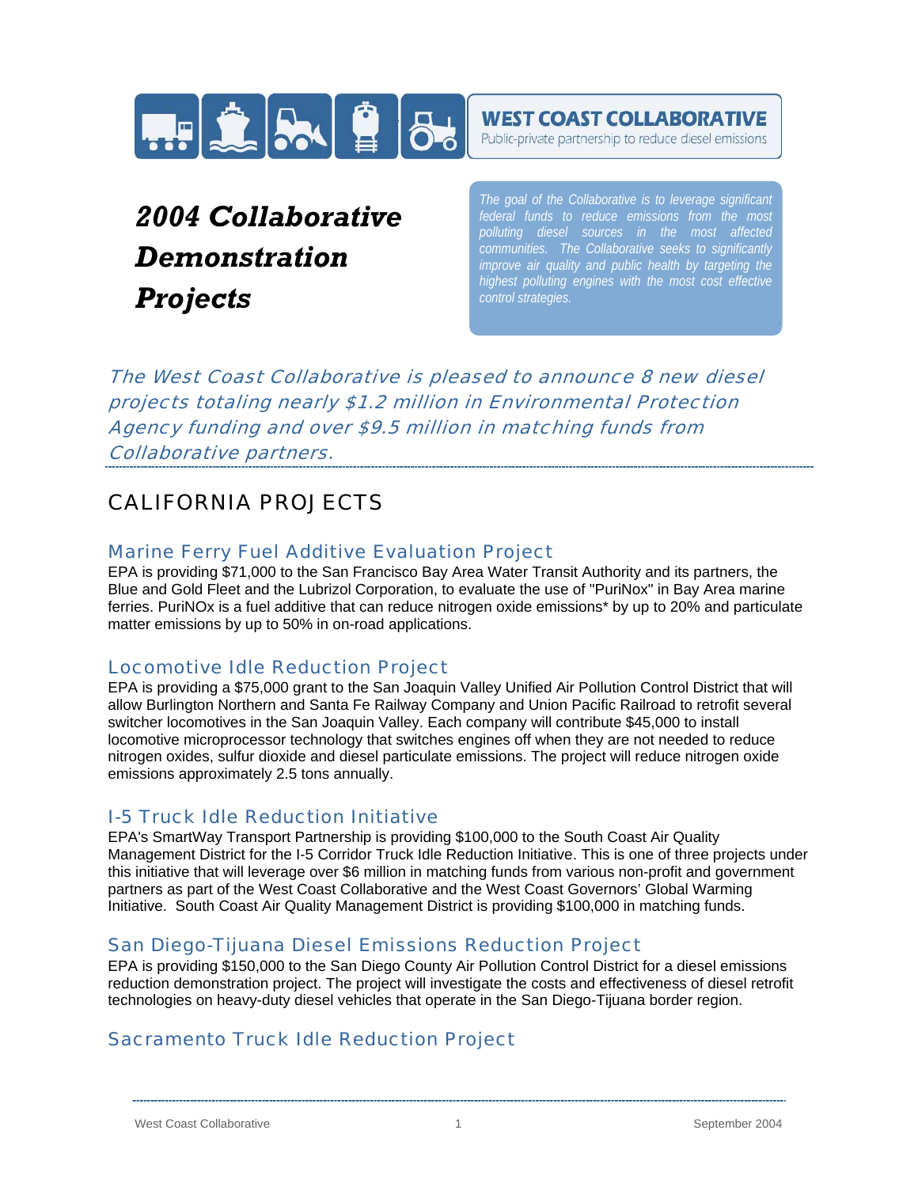**WEST COAST COLLABORATIVE**
Public-private partnership to reduce diesel emissions

# *2004 Collaborative Demonstration Projects*

*The goal of the Collaborative is to leverage significant federal funds to reduce emissions from the most polluting diesel sources in the most affected communities. The Collaborative seeks to significantly improve air quality and public health by targeting the highest polluting engines with the most cost effective control strategies.*

*The West Coast Collaborative is pleased to announce 8 new diesel projects totaling nearly $1.2 million in Environmental Protection Agency funding and over $9.5 million in matching funds from Collaborative partners.*

## CALIFORNIA PROJECTS

### Marine Ferry Fuel Additive Evaluation Project

EPA is providing $71,000 to the San Francisco Bay Area Water Transit Authority and its partners, the Blue and Gold Fleet and the Lubrizol Corporation, to evaluate the use of "PuriNox" in Bay Area marine ferries. PuriNOx is a fuel additive that can reduce nitrogen oxide emissions* by up to 20% and particulate matter emissions by up to 50% in on-road applications.

### Locomotive Idle Reduction Project

EPA is providing a $75,000 grant to the San Joaquin Valley Unified Air Pollution Control District that will allow Burlington Northern and Santa Fe Railway Company and Union Pacific Railroad to retrofit several switcher locomotives in the San Joaquin Valley. Each company will contribute $45,000 to install locomotive microprocessor technology that switches engines off when they are not needed to reduce nitrogen oxides, sulfur dioxide and diesel particulate emissions. The project will reduce nitrogen oxide emissions approximately 2.5 tons annually.

### I-5 Truck Idle Reduction Initiative

EPA's SmartWay Transport Partnership is providing $100,000 to the South Coast Air Quality Management District for the I-5 Corridor Truck Idle Reduction Initiative. This is one of three projects under this initiative that will leverage over $6 million in matching funds from various non-profit and government partners as part of the West Coast Collaborative and the West Coast Governors' Global Warming Initiative. South Coast Air Quality Management District is providing $100,000 in matching funds.

### San Diego-Tijuana Diesel Emissions Reduction Project

EPA is providing $150,000 to the San Diego County Air Pollution Control District for a diesel emissions reduction demonstration project. The project will investigate the costs and effectiveness of diesel retrofit technologies on heavy-duty diesel vehicles that operate in the San Diego-Tijuana border region.

### Sacramento Truck Idle Reduction Project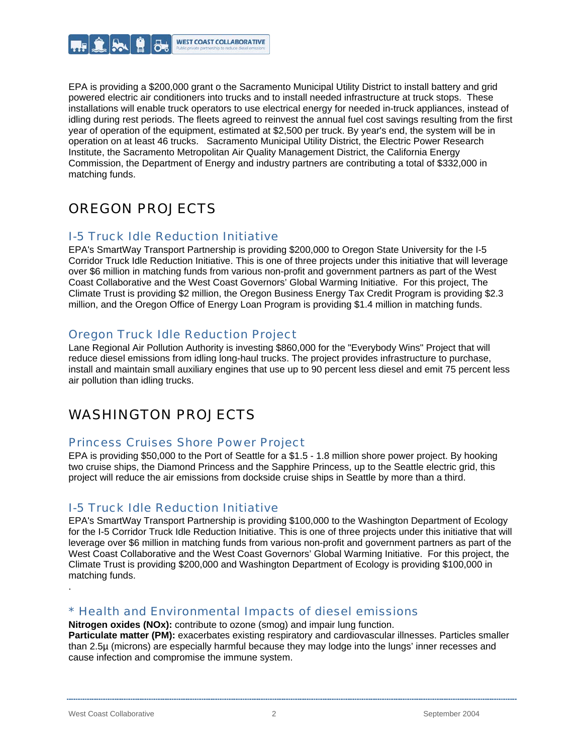EPA is providing a $200,000 grant o the Sacramento Municipal Utility District to install battery and grid powered electric air conditioners into trucks and to install needed infrastructure at truck stops. These installations will enable truck operators to use electrical energy for needed in-truck appliances, instead of idling during rest periods. The fleets agreed to reinvest the annual fuel cost savings resulting from the first year of operation of the equipment, estimated at $2,500 per truck. By year's end, the system will be in operation on at least 46 trucks. Sacramento Municipal Utility District, the Electric Power Research Institute, the Sacramento Metropolitan Air Quality Management District, the California Energy Commission, the Department of Energy and industry partners are contributing a total of $332,000 in matching funds.

## OREGON PROJECTS

### I-5 Truck Idle Reduction Initiative

EPA's SmartWay Transport Partnership is providing $200,000 to Oregon State University for the I-5 Corridor Truck Idle Reduction Initiative. This is one of three projects under this initiative that will leverage over $6 million in matching funds from various non-profit and government partners as part of the West Coast Collaborative and the West Coast Governors' Global Warming Initiative. For this project, The Climate Trust is providing $2 million, the Oregon Business Energy Tax Credit Program is providing $2.3 million, and the Oregon Office of Energy Loan Program is providing $1.4 million in matching funds.

### Oregon Truck Idle Reduction Project

Lane Regional Air Pollution Authority is investing $860,000 for the "Everybody Wins" Project that will reduce diesel emissions from idling long-haul trucks. The project provides infrastructure to purchase, install and maintain small auxiliary engines that use up to 90 percent less diesel and emit 75 percent less air pollution than idling trucks.

## WASHINGTON PROJECTS

### Princess Cruises Shore Power Project

EPA is providing $50,000 to the Port of Seattle for a $1.5 - 1.8 million shore power project. By hooking two cruise ships, the Diamond Princess and the Sapphire Princess, up to the Seattle electric grid, this project will reduce the air emissions from dockside cruise ships in Seattle by more than a third.

### I-5 Truck Idle Reduction Initiative

EPA's SmartWay Transport Partnership is providing $100,000 to the Washington Department of Ecology for the I-5 Corridor Truck Idle Reduction Initiative. This is one of three projects under this initiative that will leverage over $6 million in matching funds from various non-profit and government partners as part of the West Coast Collaborative and the West Coast Governors' Global Warming Initiative. For this project, the Climate Trust is providing $200,000 and Washington Department of Ecology is providing $100,000 in matching funds.

.

### * Health and Environmental Impacts of diesel emissions

**Nitrogen oxides (NOx):** contribute to ozone (smog) and impair lung function.
**Particulate matter (PM):** exacerbates existing respiratory and cardiovascular illnesses. Particles smaller than 2.5µ (microns) are especially harmful because they may lodge into the lungs' inner recesses and cause infection and compromise the immune system.